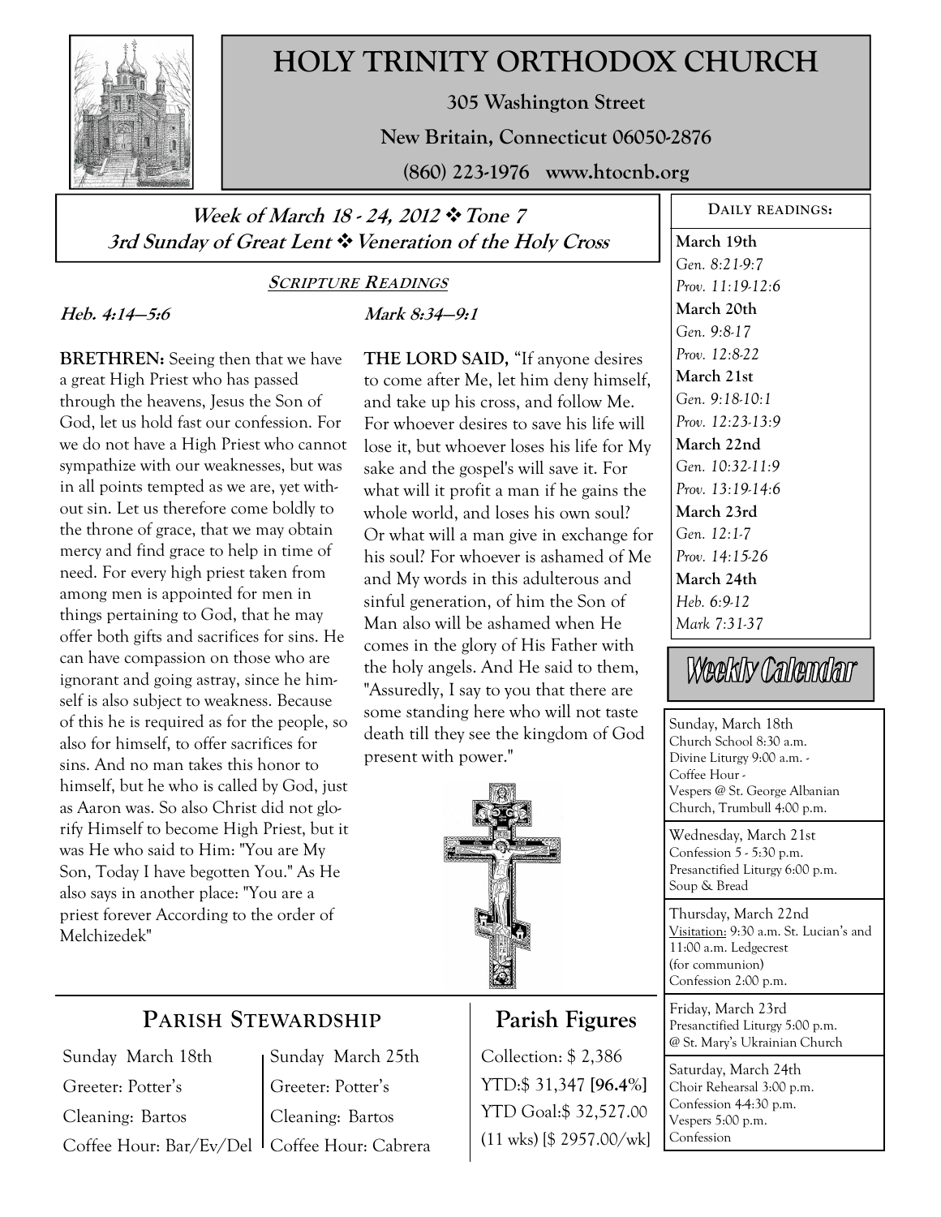# HOLY TRINITY ORTHODOX CHURCH

**305 Washington Street**

**New Britain, Connecticut 06050-2876**

**(860) 223-1976 www.htocnb.org**

## *Week of March 18 - 24, 2012 ❖ Tone 7*
## *3rd Sunday of Great Lent ❖ Veneration of the Holy Cross*

### SCRIPTURE READINGS

***Heb. 4:14—5:6***

**BRETHREN:** Seeing then that we have a great High Priest who has passed through the heavens, Jesus the Son of God, let us hold fast our confession. For we do not have a High Priest who cannot sympathize with our weaknesses, but was in all points tempted as we are, yet without sin. Let us therefore come boldly to the throne of grace, that we may obtain mercy and find grace to help in time of need. For every high priest taken from among men is appointed for men in things pertaining to God, that he may offer both gifts and sacrifices for sins. He can have compassion on those who are ignorant and going astray, since he himself is also subject to weakness. Because of this he is required as for the people, so also for himself, to offer sacrifices for sins. And no man takes this honor to himself, but he who is called by God, just as Aaron was. So also Christ did not glorify Himself to become High Priest, but it was He who said to Him: "You are My Son, Today I have begotten You." As He also says in another place: "You are a priest forever According to the order of Melchizedek"

***Mark 8:34—9:1***

**THE LORD SAID,** "If anyone desires to come after Me, let him deny himself, and take up his cross, and follow Me. For whoever desires to save his life will lose it, but whoever loses his life for My sake and the gospel's will save it. For what will it profit a man if he gains the whole world, and loses his own soul? Or what will a man give in exchange for his soul? For whoever is ashamed of Me and My words in this adulterous and sinful generation, of him the Son of Man also will be ashamed when He comes in the glory of His Father with the holy angels. And He said to them, "Assuredly, I say to you that there are some standing here who will not taste death till they see the kingdom of God present with power."

## PARISH STEWARDSHIP

| Sunday March 18th | Sunday March 25th |
|---|---|
| Greeter: Potter's | Greeter: Potter's |
| Cleaning: Bartos | Cleaning: Bartos |
| Coffee Hour: Bar/Ev/Del | Coffee Hour: Cabrera |

## Parish Figures

Collection: $ 2,386

YTD:$ 31,347 **[96.4%]**

YTD Goal:$ 32,527.00

(11 wks) [$ 2957.00/wk]

### DAILY READINGS:

**March 19th**
*Gen. 8:21-9:7*
*Prov. 11:19-12:6*

**March 20th**
*Gen. 9:8-17*
*Prov. 12:8-22*

**March 21st**
*Gen. 9:18-10:1*
*Prov. 12:23-13:9*

**March 22nd**
*Gen. 10:32-11:9*
*Prov. 13:19-14:6*

**March 23rd**
*Gen. 12:1-7*
*Prov. 14:15-26*

**March 24th**
*Heb. 6:9-12*
*Mark 7:31-37*

### Weekly Calendar

Sunday, March 18th
Church School 8:30 a.m.
Divine Liturgy 9:00 a.m. -
Coffee Hour -
Vespers @ St. George Albanian Church, Trumbull 4:00 p.m.

Wednesday, March 21st
Confession 5 - 5:30 p.m.
Presanctified Liturgy 6:00 p.m.
Soup & Bread

Thursday, March 22nd
Visitation: 9:30 a.m. St. Lucian's and 11:00 a.m. Ledgecrest
(for communion)
Confession 2:00 p.m.

Friday, March 23rd
Presanctified Liturgy 5:00 p.m.
@ St. Mary's Ukrainian Church

Saturday, March 24th
Choir Rehearsal 3:00 p.m.
Confession 4-4:30 p.m.
Vespers 5:00 p.m.
Confession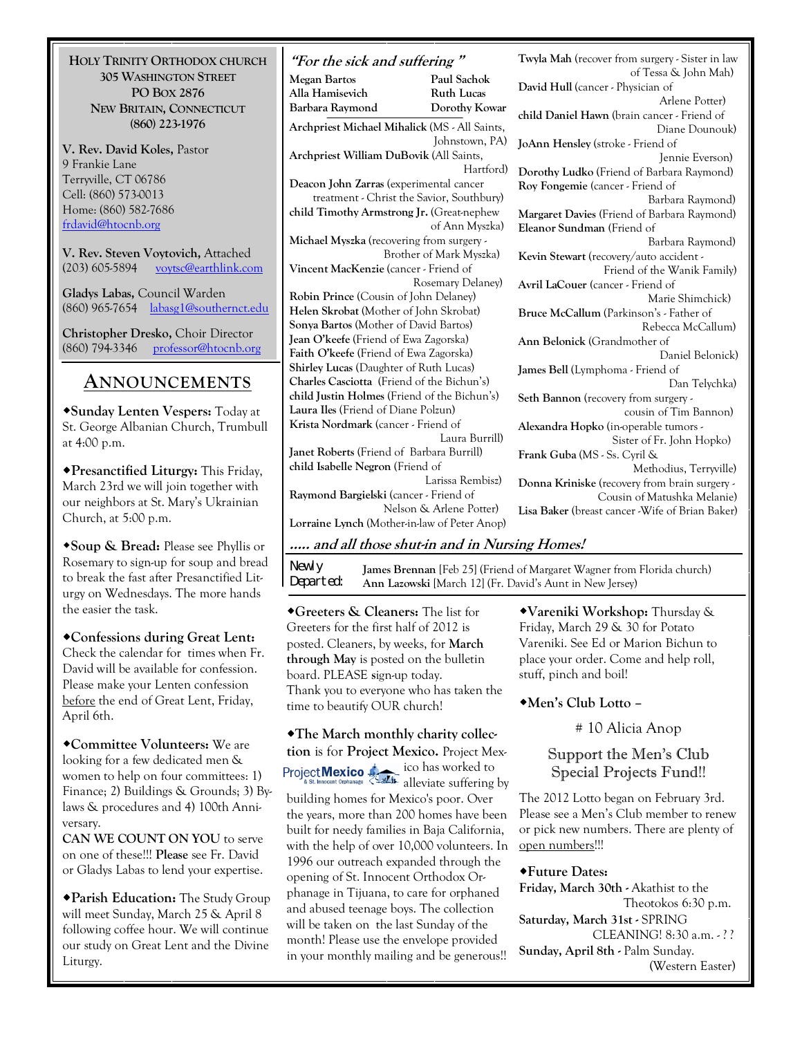**Holy Trinity Orthodox Church**
**305 Washington Street**
**PO Box 2876**
**New Britain, Connecticut**
**(860) 223-1976**

**V. Rev. David Koles,** Pastor
9 Frankie Lane
Terryville, CT 06786
Cell: (860) 573-0013
Home: (860) 582-7686
frdavid@htocnb.org

**V. Rev. Steven Voytovich,** Attached
(203) 605-5894 voytsc@earthlink.com

**Gladys Labas,** Council Warden
(860) 965-7654 labasg1@southernct.edu

**Christopher Dresko,** Choir Director
(860) 794-3346 professor@htocnb.org

## Announcements

◆**Sunday Lenten Vespers:** Today at St. George Albanian Church, Trumbull at 4:00 p.m.

◆**Presanctified Liturgy:** This Friday, March 23rd we will join together with our neighbors at St. Mary's Ukrainian Church, at 5:00 p.m.

◆**Soup & Bread:** Please see Phyllis or Rosemary to sign-up for soup and bread to break the fast after Presanctified Liturgy on Wednesdays. The more hands the easier the task.

◆**Confessions during Great Lent:** Check the calendar for times when Fr. David will be available for confession. Please make your Lenten confession before the end of Great Lent, Friday, April 6th.

◆**Committee Volunteers:** We are looking for a few dedicated men & women to help on four committees: 1) Finance; 2) Buildings & Grounds; 3) By-laws & procedures and 4) 100th Anniversary.
**CAN WE COUNT ON YOU** to serve on one of these!!! **Please** see Fr. David or Gladys Labas to lend your expertise.

◆**Parish Education:** The Study Group will meet Sunday, March 25 & April 8 following coffee hour. We will continue our study on Great Lent and the Divine Liturgy.

### *"For the sick and suffering"*

**Megan Bartos**
**Paul Sachok**
**Alla Hamisevich**
**Ruth Lucas**
**Barbara Raymond**
**Dorothy Kowar**
**Archpriest Michael Mihalick** (MS - All Saints, Johnstown, PA)
**Archpriest William DuBovik** (All Saints, Hartford)
**Deacon John Zarras** (experimental cancer treatment - Christ the Savior, Southbury)
**child Timothy Armstrong Jr.** (Great-nephew of Ann Myszka)
**Michael Myszka** (recovering from surgery - Brother of Mark Myszka)
**Vincent MacKenzie** (cancer - Friend of Rosemary Delaney)
**Robin Prince** (Cousin of John Delaney)
**Helen Skrobat** (Mother of John Skrobat)
**Sonya Bartos** (Mother of David Bartos)
**Jean O'keefe** (Friend of Ewa Zagorska)
**Faith O'keefe** (Friend of Ewa Zagorska)
**Shirley Lucas** (Daughter of Ruth Lucas)
**Charles Casciotta** (Friend of the Bichun's)
**child Justin Holmes** (Friend of the Bichun's)
**Laura Iles** (Friend of Diane Polzun)
**Krista Nordmark** (cancer - Friend of Laura Burrill)
**Janet Roberts** (Friend of Barbara Burrill)
**child Isabelle Negron** (Friend of Larissa Rembisz)
**Raymond Bargielski** (cancer - Friend of Nelson & Arlene Potter)
**Lorraine Lynch** (Mother-in-law of Peter Anop)
**Twyla Mah** (recover from surgery - Sister in law of Tessa & John Mah)
**David Hull** (cancer - Physician of Arlene Potter)
**child Daniel Hawn** (brain cancer - Friend of Diane Dounouk)
**JoAnn Hensley** (stroke - Friend of Jennie Everson)
**Dorothy Ludko** (Friend of Barbara Raymond)
**Roy Fongemie** (cancer - Friend of Barbara Raymond)
**Margaret Davies** (Friend of Barbara Raymond)
**Eleanor Sundman** (Friend of Barbara Raymond)
**Kevin Stewart** (recovery/auto accident - Friend of the Wanik Family)
**Avril LaCouer** (cancer - Friend of Marie Shimchick)
**Bruce McCallum** (Parkinson's - Father of Rebecca McCallum)
**Ann Belonick** (Grandmother of Daniel Belonick)
**James Bell** (Lymphoma - Friend of Dan Telychka)
**Seth Bannon** (recovery from surgery - cousin of Tim Bannon)
**Alexandra Hopko** (in-operable tumors - Sister of Fr. John Hopko)
**Frank Guba** (MS - Ss. Cyril & Methodius, Terryville)
**Donna Kriniske** (recovery from brain surgery - Cousin of Matushka Melanie)
**Lisa Baker** (breast cancer -Wife of Brian Baker)

***..... and all those shut-in and in Nursing Homes!***

**Newly Departed:**
**James Brennan** [Feb 25] (Friend of Margaret Wagner from Florida church)
**Ann Lazowski** [March 12] (Fr. David's Aunt in New Jersey)

◆**Greeters & Cleaners:** The list for Greeters for the first half of 2012 is posted. Cleaners, by weeks, for **March through May** is posted on the bulletin board. PLEASE sign-up today.
Thank you to everyone who has taken the time to beautify OUR church!

◆**The March monthly charity collection** is for **Project Mexico.** Project Mexico has worked to alleviate suffering by building homes for Mexico's poor. Over the years, more than 200 homes have been built for needy families in Baja California, with the help of over 10,000 volunteers. In 1996 our outreach expanded through the opening of St. Innocent Orthodox Orphanage in Tijuana, to care for orphaned and abused teenage boys. The collection will be taken on the last Sunday of the month! Please use the envelope provided in your monthly mailing and be generous!!

◆**Vareniki Workshop:** Thursday & Friday, March 29 & 30 for Potato Vareniki. See Ed or Marion Bichun to place your order. Come and help roll, stuff, pinch and boil!

◆**Men's Club Lotto –**

# 10 Alicia Anop

Support the Men's Club Special Projects Fund!!

The 2012 Lotto began on February 3rd. Please see a Men's Club member to renew or pick new numbers. There are plenty of open numbers!!!

◆**Future Dates:**
**Friday, March 30th -** Akathist to the Theotokos 6:30 p.m.
**Saturday, March 31st -** SPRING CLEANING! 8:30 a.m. - ? ?
**Sunday, April 8th -** Palm Sunday. (Western Easter)